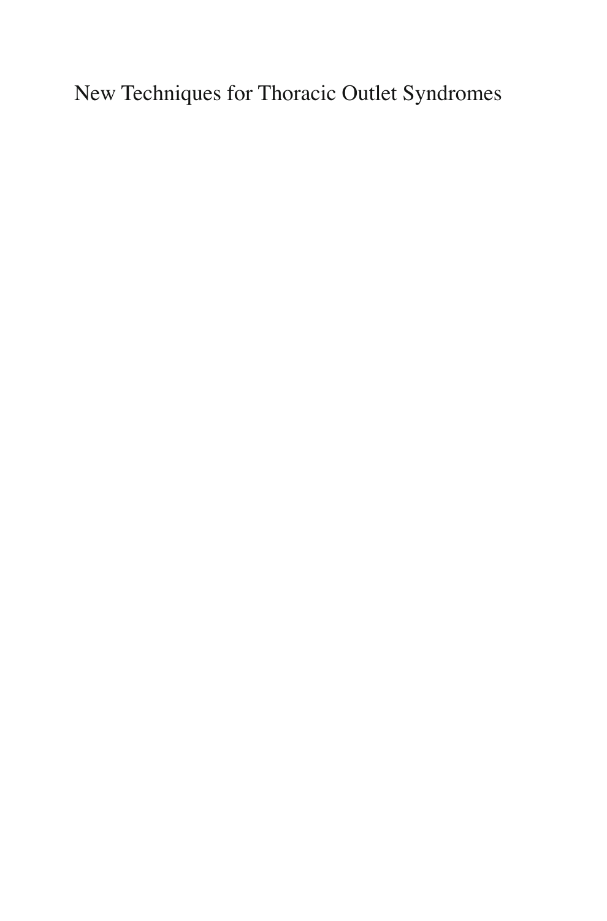# New Techniques for Thoracic Outlet Syndromes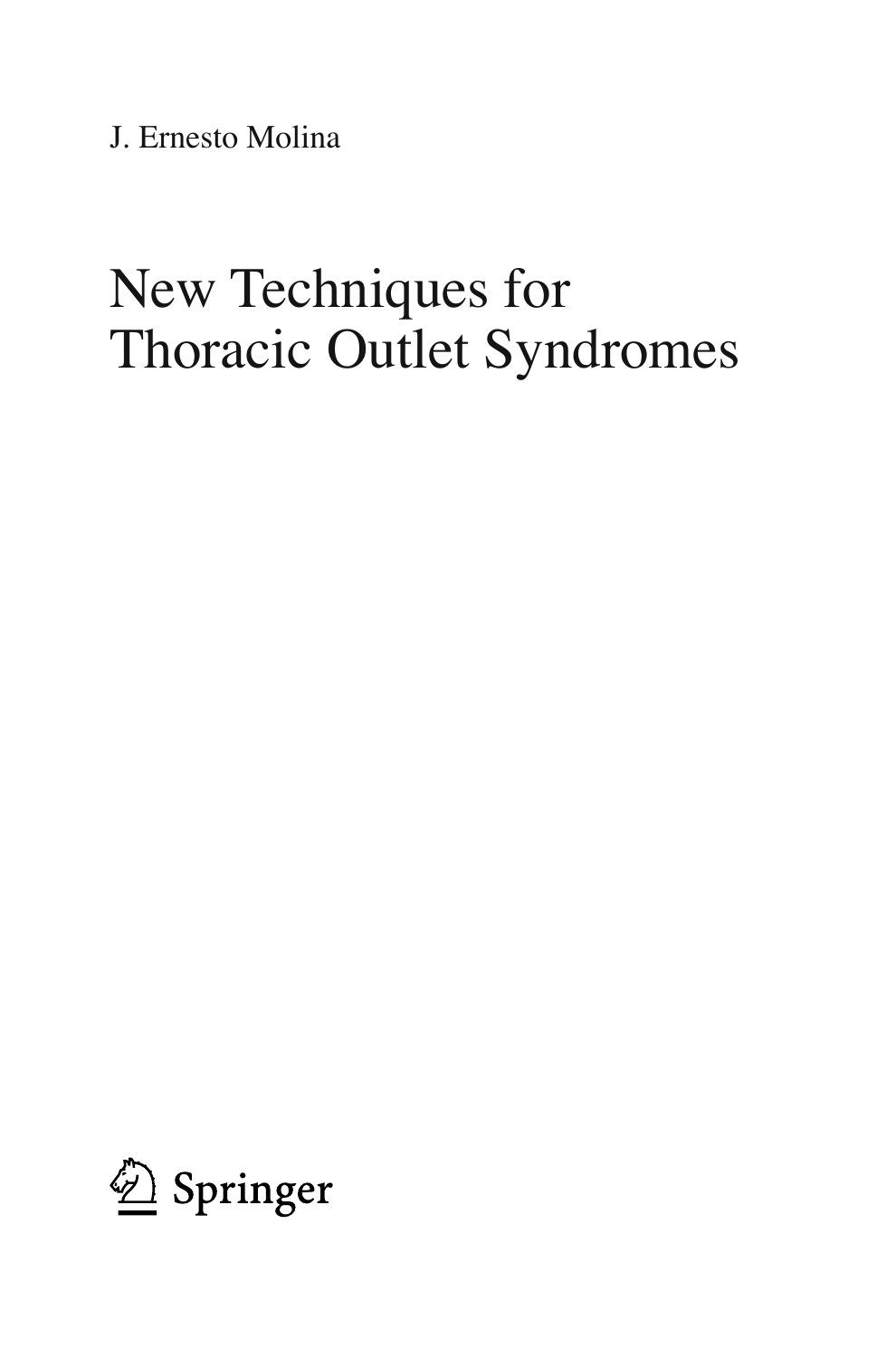J. Ernesto Molina

# New Techniques for Thoracic Outlet Syndromes

Springer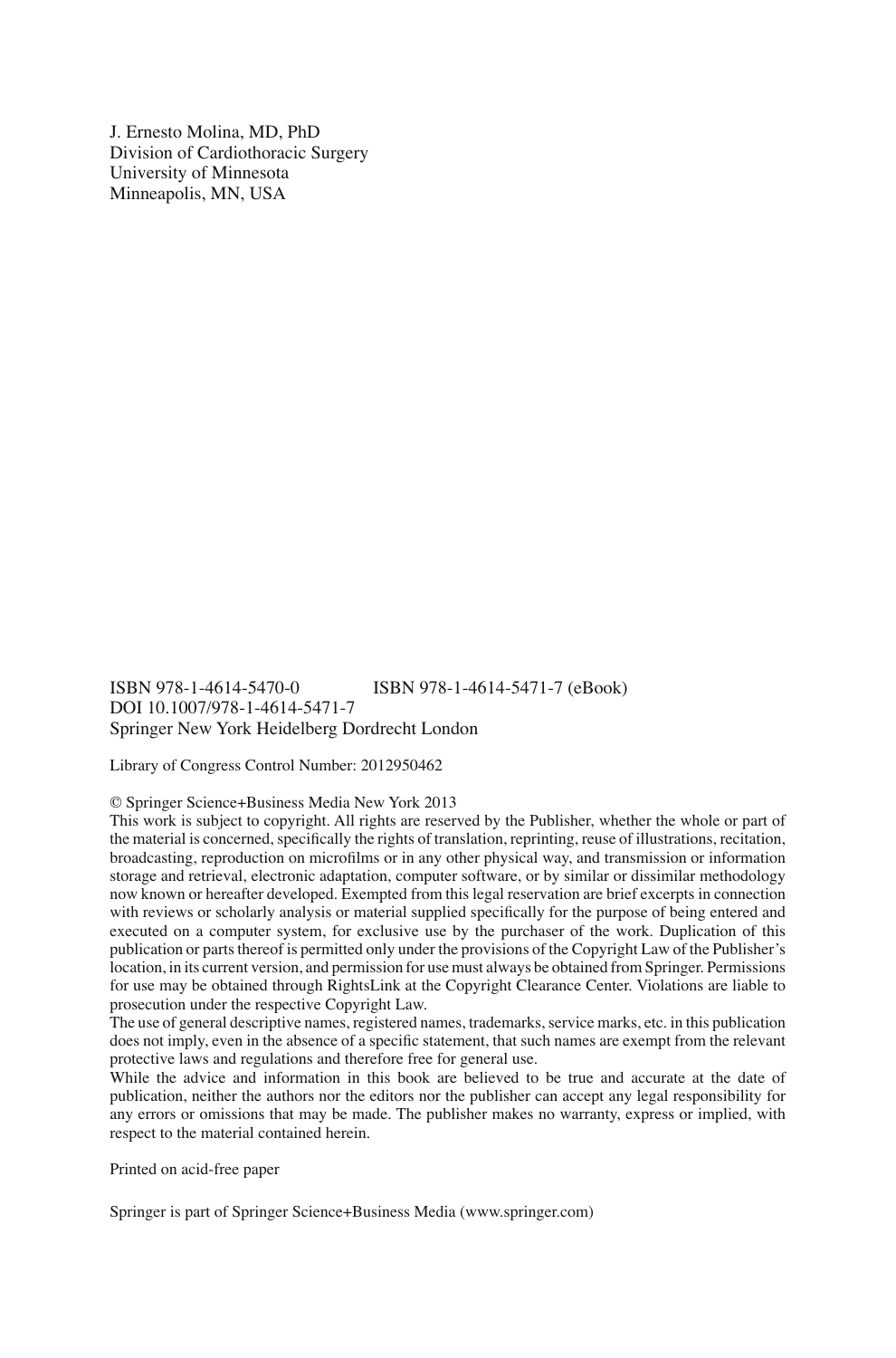J. Ernesto Molina, MD, PhD
Division of Cardiothoracic Surgery
University of Minnesota
Minneapolis, MN, USA

ISBN 978-1-4614-5470-0 ISBN 978-1-4614-5471-7 (eBook)
DOI 10.1007/978-1-4614-5471-7
Springer New York Heidelberg Dordrecht London

Library of Congress Control Number: 2012950462

© Springer Science+Business Media New York 2013
This work is subject to copyright. All rights are reserved by the Publisher, whether the whole or part of the material is concerned, specifically the rights of translation, reprinting, reuse of illustrations, recitation, broadcasting, reproduction on microfilms or in any other physical way, and transmission or information storage and retrieval, electronic adaptation, computer software, or by similar or dissimilar methodology now known or hereafter developed. Exempted from this legal reservation are brief excerpts in connection with reviews or scholarly analysis or material supplied specifically for the purpose of being entered and executed on a computer system, for exclusive use by the purchaser of the work. Duplication of this publication or parts thereof is permitted only under the provisions of the Copyright Law of the Publisher's location, in its current version, and permission for use must always be obtained from Springer. Permissions for use may be obtained through RightsLink at the Copyright Clearance Center. Violations are liable to prosecution under the respective Copyright Law.
The use of general descriptive names, registered names, trademarks, service marks, etc. in this publication does not imply, even in the absence of a specific statement, that such names are exempt from the relevant protective laws and regulations and therefore free for general use.
While the advice and information in this book are believed to be true and accurate at the date of publication, neither the authors nor the editors nor the publisher can accept any legal responsibility for any errors or omissions that may be made. The publisher makes no warranty, express or implied, with respect to the material contained herein.

Printed on acid-free paper

Springer is part of Springer Science+Business Media (www.springer.com)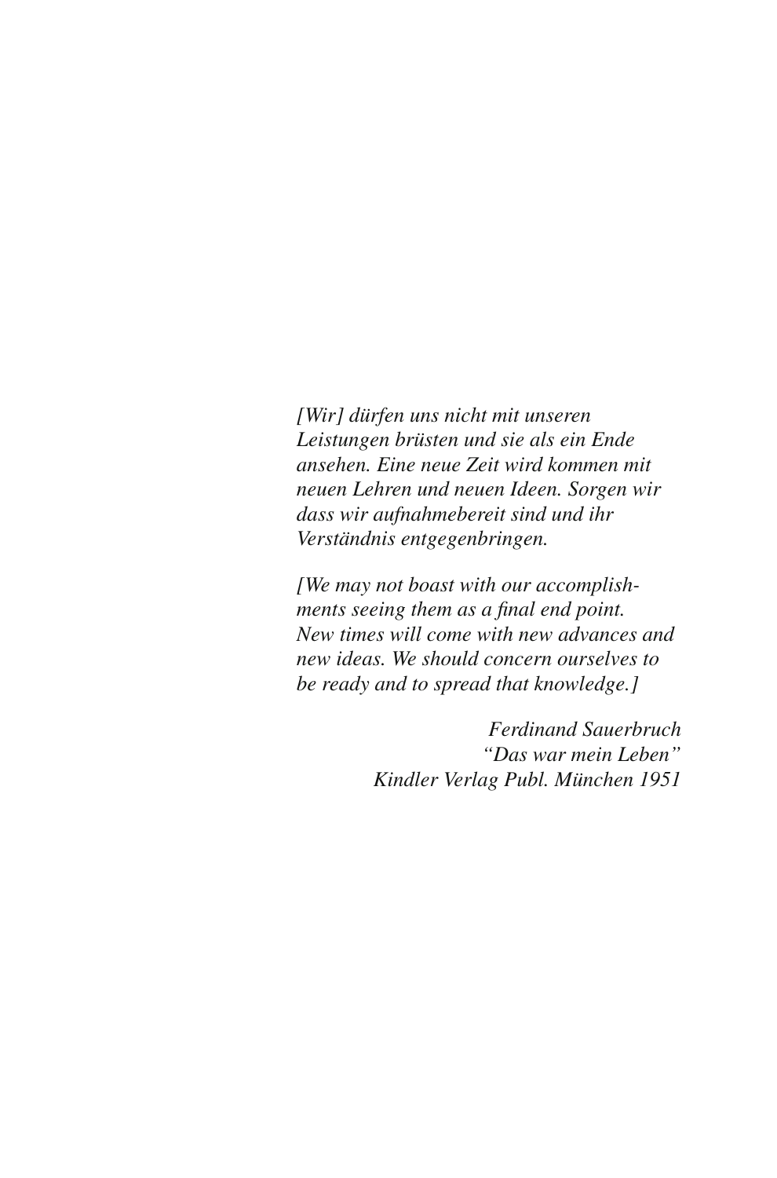*[Wir] dürfen uns nicht mit unseren Leistungen brüsten und sie als ein Ende ansehen. Eine neue Zeit wird kommen mit neuen Lehren und neuen Ideen. Sorgen wir dass wir aufnahmebereit sind und ihr Verständnis entgegenbringen.*

*[We may not boast with our accomplishments seeing them as a final end point. New times will come with new advances and new ideas. We should concern ourselves to be ready and to spread that knowledge.]*

*Ferdinand Sauerbruch*
*"Das war mein Leben"*
*Kindler Verlag Publ. München 1951*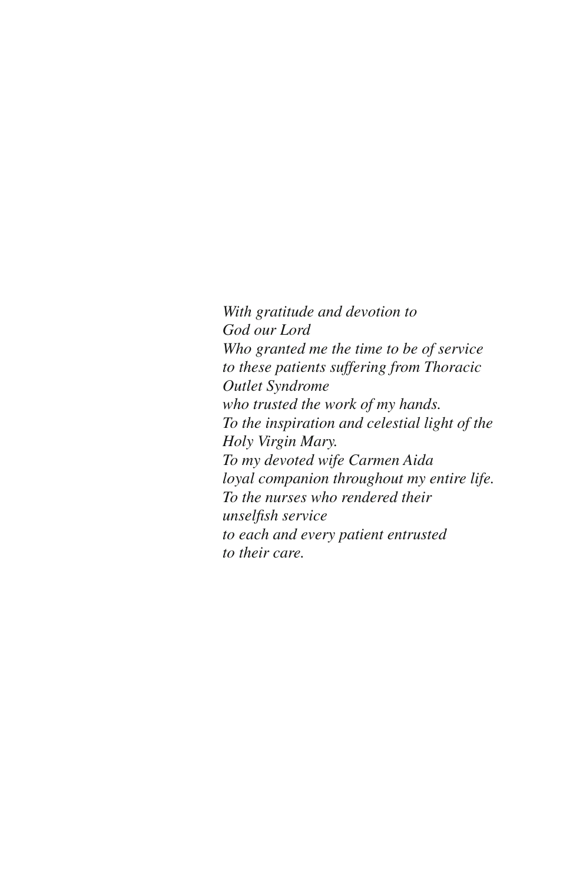*With gratitude and devotion to*
*God our Lord*
*Who granted me the time to be of service*
*to these patients suffering from Thoracic*
*Outlet Syndrome*
*who trusted the work of my hands.*
*To the inspiration and celestial light of the*
*Holy Virgin Mary.*
*To my devoted wife Carmen Aida*
*loyal companion throughout my entire life.*
*To the nurses who rendered their*
*unselfish service*
*to each and every patient entrusted*
*to their care.*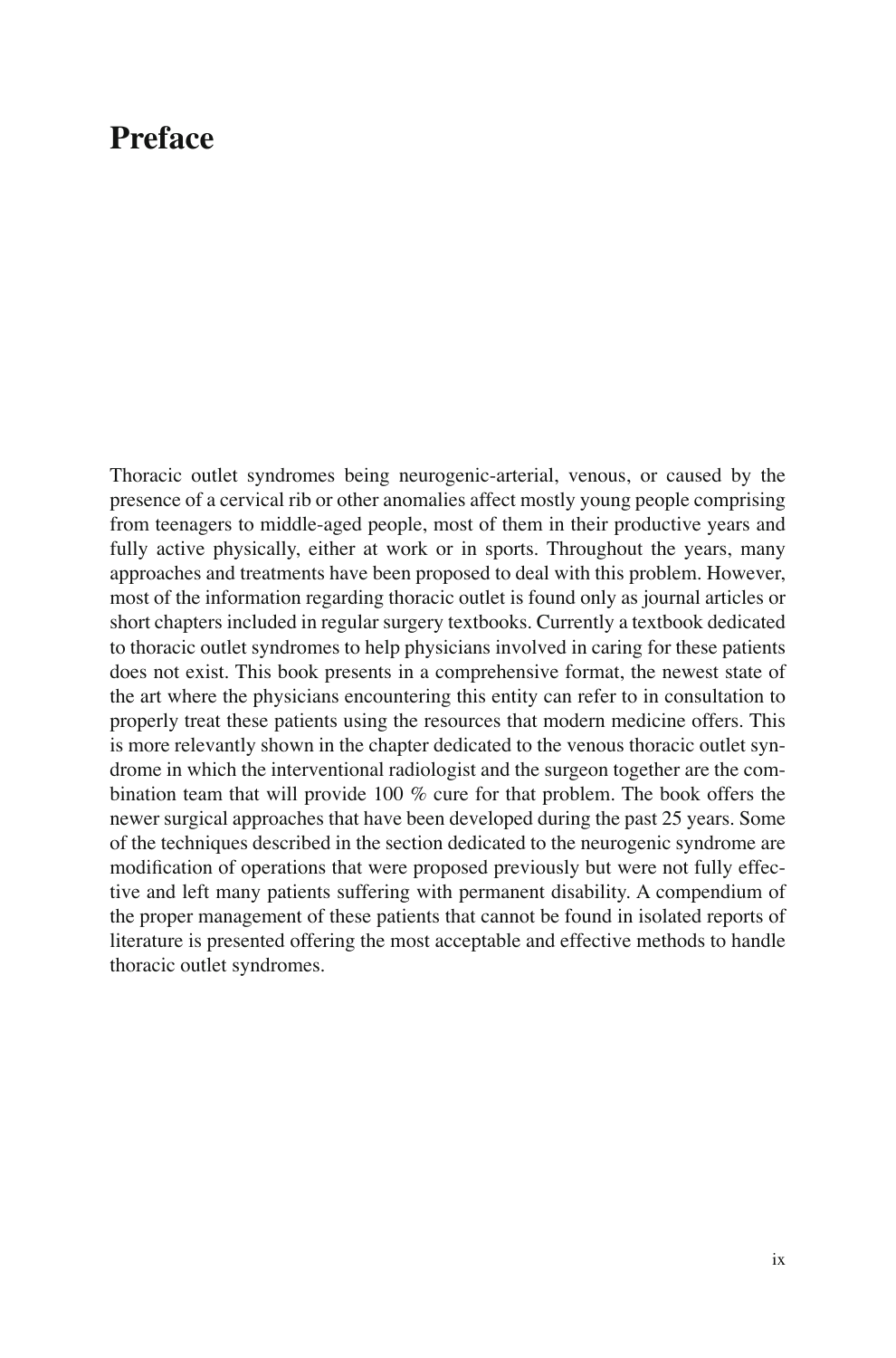# Preface

Thoracic outlet syndromes being neurogenic-arterial, venous, or caused by the presence of a cervical rib or other anomalies affect mostly young people comprising from teenagers to middle-aged people, most of them in their productive years and fully active physically, either at work or in sports. Throughout the years, many approaches and treatments have been proposed to deal with this problem. However, most of the information regarding thoracic outlet is found only as journal articles or short chapters included in regular surgery textbooks. Currently a textbook dedicated to thoracic outlet syndromes to help physicians involved in caring for these patients does not exist. This book presents in a comprehensive format, the newest state of the art where the physicians encountering this entity can refer to in consultation to properly treat these patients using the resources that modern medicine offers. This is more relevantly shown in the chapter dedicated to the venous thoracic outlet syndrome in which the interventional radiologist and the surgeon together are the combination team that will provide 100 % cure for that problem. The book offers the newer surgical approaches that have been developed during the past 25 years. Some of the techniques described in the section dedicated to the neurogenic syndrome are modification of operations that were proposed previously but were not fully effective and left many patients suffering with permanent disability. A compendium of the proper management of these patients that cannot be found in isolated reports of literature is presented offering the most acceptable and effective methods to handle thoracic outlet syndromes.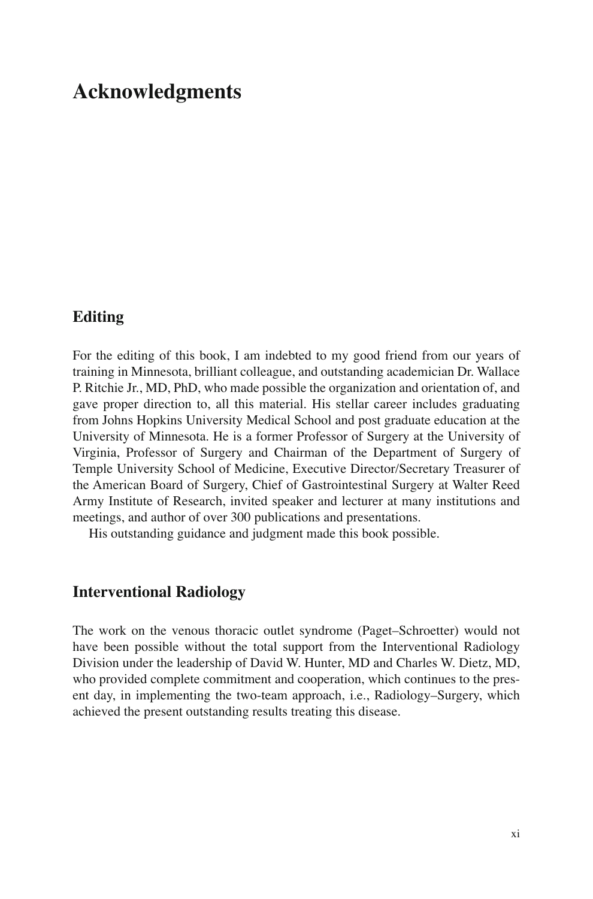# Acknowledgments

## Editing

For the editing of this book, I am indebted to my good friend from our years of training in Minnesota, brilliant colleague, and outstanding academician Dr. Wallace P. Ritchie Jr., MD, PhD, who made possible the organization and orientation of, and gave proper direction to, all this material. His stellar career includes graduating from Johns Hopkins University Medical School and post graduate education at the University of Minnesota. He is a former Professor of Surgery at the University of Virginia, Professor of Surgery and Chairman of the Department of Surgery of Temple University School of Medicine, Executive Director/Secretary Treasurer of the American Board of Surgery, Chief of Gastrointestinal Surgery at Walter Reed Army Institute of Research, invited speaker and lecturer at many institutions and meetings, and author of over 300 publications and presentations.

His outstanding guidance and judgment made this book possible.

## Interventional Radiology

The work on the venous thoracic outlet syndrome (Paget–Schroetter) would not have been possible without the total support from the Interventional Radiology Division under the leadership of David W. Hunter, MD and Charles W. Dietz, MD, who provided complete commitment and cooperation, which continues to the present day, in implementing the two-team approach, i.e., Radiology–Surgery, which achieved the present outstanding results treating this disease.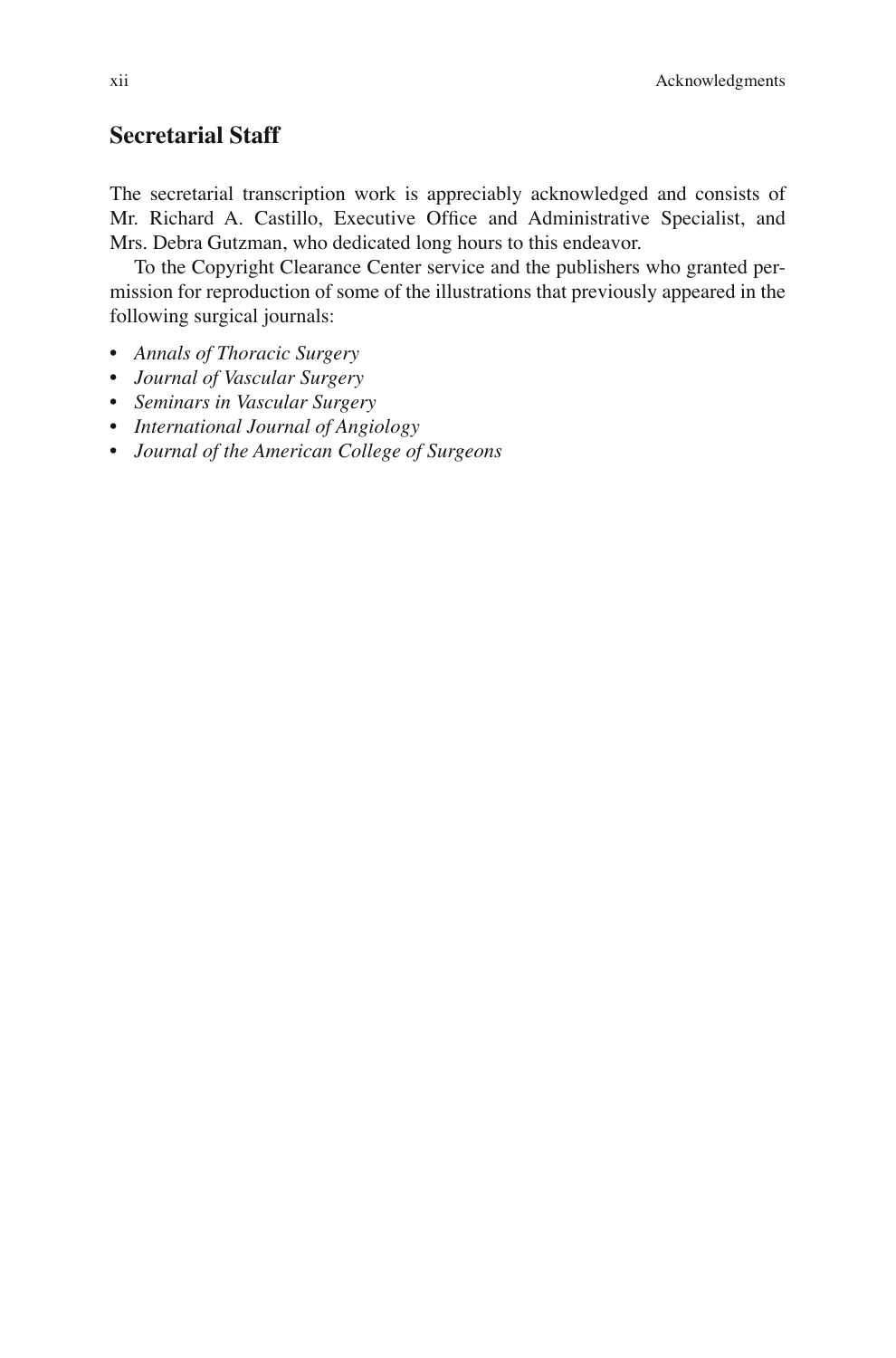## Secretarial Staff

The secretarial transcription work is appreciably acknowledged and consists of Mr. Richard A. Castillo, Executive Office and Administrative Specialist, and Mrs. Debra Gutzman, who dedicated long hours to this endeavor.

To the Copyright Clearance Center service and the publishers who granted permission for reproduction of some of the illustrations that previously appeared in the following surgical journals:

- *Annals of Thoracic Surgery*
- *Journal of Vascular Surgery*
- *Seminars in Vascular Surgery*
- *International Journal of Angiology*
- *Journal of the American College of Surgeons*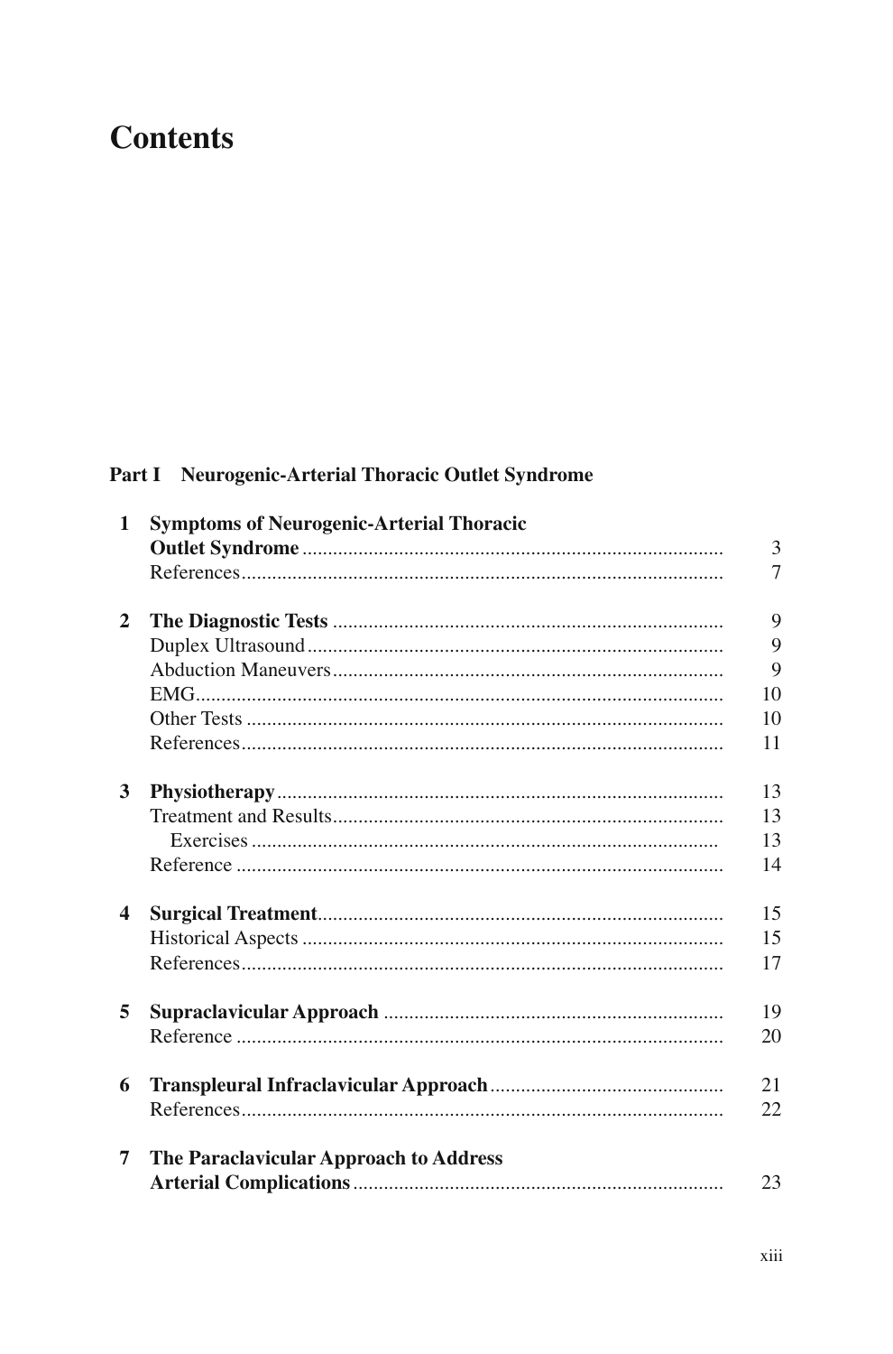# Contents

## Part I Neurogenic-Arterial Thoracic Outlet Syndrome

| | | |
|---|---|---|
| **1** | **Symptoms of Neurogenic-Arterial Thoracic Outlet Syndrome** | 3 |
| | References | 7 |
| **2** | **The Diagnostic Tests** | 9 |
| | Duplex Ultrasound | 9 |
| | Abduction Maneuvers | 9 |
| | EMG | 10 |
| | Other Tests | 10 |
| | References | 11 |
| **3** | **Physiotherapy** | 13 |
| | Treatment and Results | 13 |
| | Exercises | 13 |
| | Reference | 14 |
| **4** | **Surgical Treatment** | 15 |
| | Historical Aspects | 15 |
| | References | 17 |
| **5** | **Supraclavicular Approach** | 19 |
| | Reference | 20 |
| **6** | **Transpleural Infraclavicular Approach** | 21 |
| | References | 22 |
| **7** | **The Paraclavicular Approach to Address Arterial Complications** | 23 |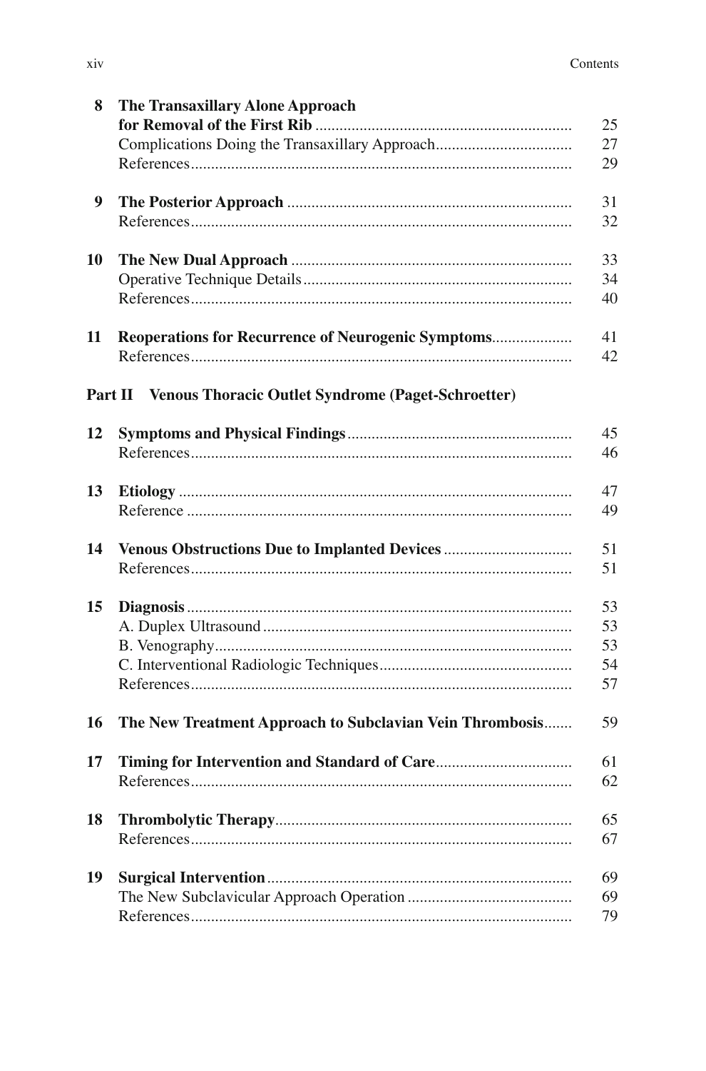**8 The Transaxillary Alone Approach for Removal of the First Rib** ........ 25
Complications Doing the Transaxillary Approach ........ 27
References ........ 29

**9 The Posterior Approach** ........ 31
References ........ 32

**10 The New Dual Approach** ........ 33
Operative Technique Details ........ 34
References ........ 40

**11 Reoperations for Recurrence of Neurogenic Symptoms** ........ 41
References ........ 42

## Part II Venous Thoracic Outlet Syndrome (Paget-Schroetter)

**12 Symptoms and Physical Findings** ........ 45
References ........ 46

**13 Etiology** ........ 47
Reference ........ 49

**14 Venous Obstructions Due to Implanted Devices** ........ 51
References ........ 51

**15 Diagnosis** ........ 53
A. Duplex Ultrasound ........ 53
B. Venography ........ 53
C. Interventional Radiologic Techniques ........ 54
References ........ 57

**16 The New Treatment Approach to Subclavian Vein Thrombosis** ........ 59

**17 Timing for Intervention and Standard of Care** ........ 61
References ........ 62

**18 Thrombolytic Therapy** ........ 65
References ........ 67

**19 Surgical Intervention** ........ 69
The New Subclavicular Approach Operation ........ 69
References ........ 79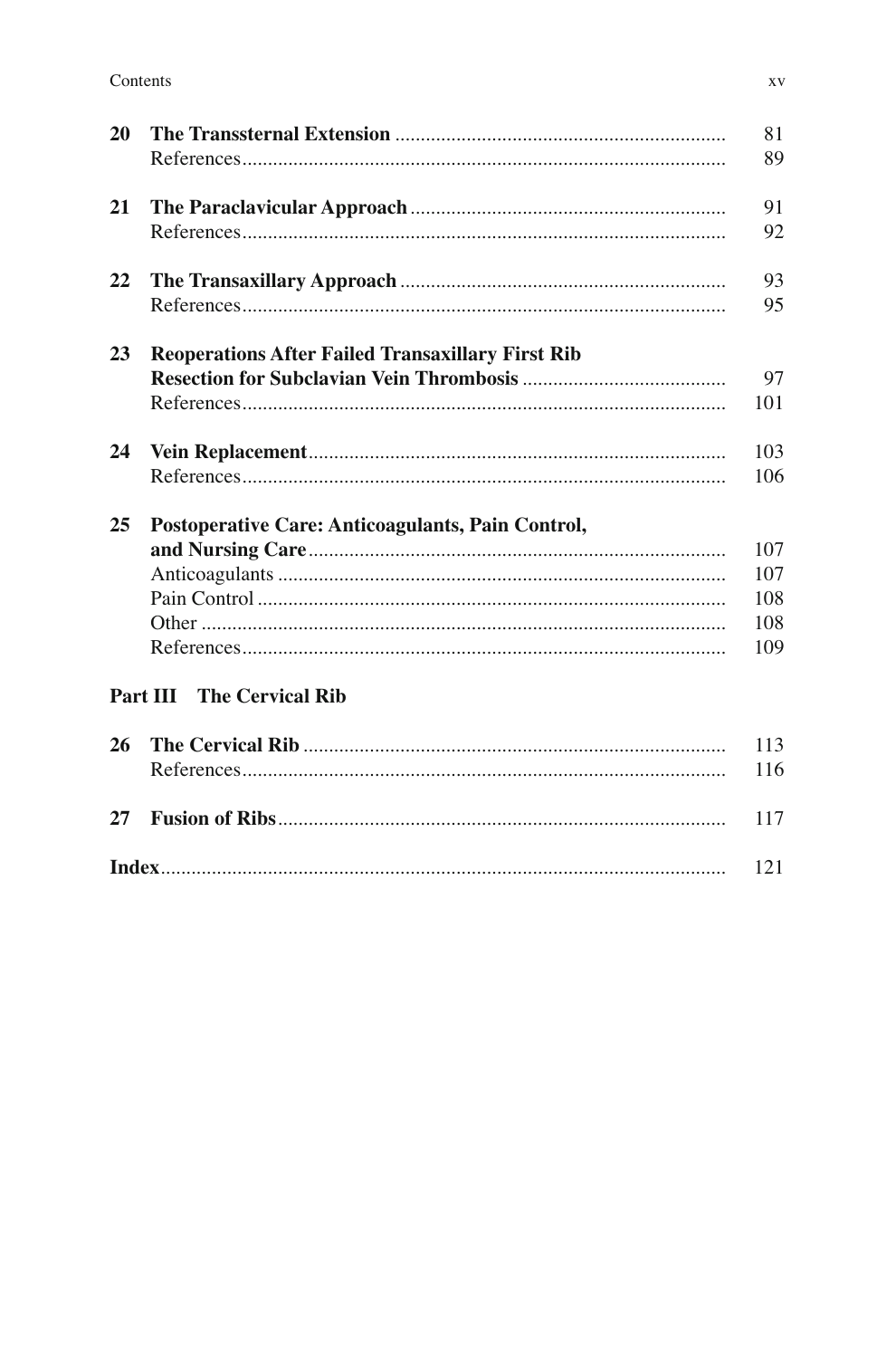**20 The Transsternal Extension** ........ 81
References ........ 89

**21 The Paraclavicular Approach** ........ 91
References ........ 92

**22 The Transaxillary Approach** ........ 93
References ........ 95

**23 Reoperations After Failed Transaxillary First Rib Resection for Subclavian Vein Thrombosis** ........ 97
References ........ 101

**24 Vein Replacement** ........ 103
References ........ 106

**25 Postoperative Care: Anticoagulants, Pain Control, and Nursing Care** ........ 107
Anticoagulants ........ 107
Pain Control ........ 108
Other ........ 108
References ........ 109

## Part III The Cervical Rib

**26 The Cervical Rib** ........ 113
References ........ 116

**27 Fusion of Ribs** ........ 117

**Index** ........ 121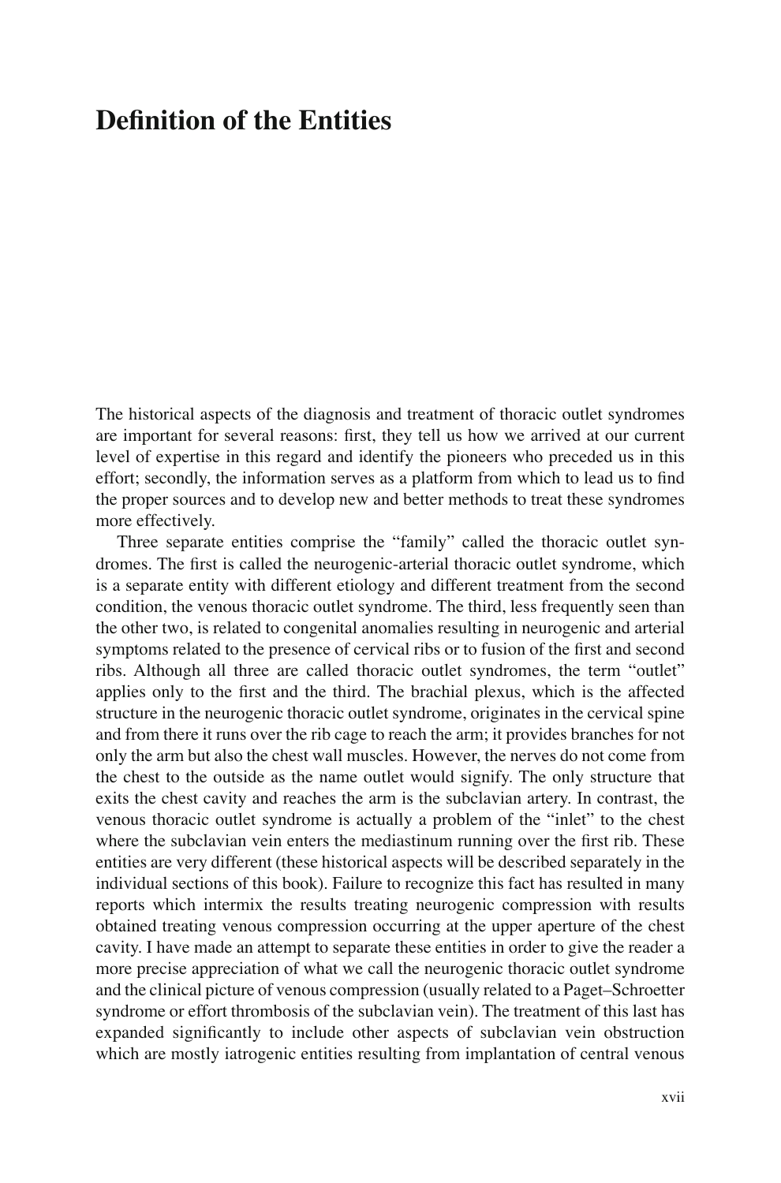# Definition of the Entities

The historical aspects of the diagnosis and treatment of thoracic outlet syndromes are important for several reasons: first, they tell us how we arrived at our current level of expertise in this regard and identify the pioneers who preceded us in this effort; secondly, the information serves as a platform from which to lead us to find the proper sources and to develop new and better methods to treat these syndromes more effectively.

Three separate entities comprise the "family" called the thoracic outlet syndromes. The first is called the neurogenic-arterial thoracic outlet syndrome, which is a separate entity with different etiology and different treatment from the second condition, the venous thoracic outlet syndrome. The third, less frequently seen than the other two, is related to congenital anomalies resulting in neurogenic and arterial symptoms related to the presence of cervical ribs or to fusion of the first and second ribs. Although all three are called thoracic outlet syndromes, the term "outlet" applies only to the first and the third. The brachial plexus, which is the affected structure in the neurogenic thoracic outlet syndrome, originates in the cervical spine and from there it runs over the rib cage to reach the arm; it provides branches for not only the arm but also the chest wall muscles. However, the nerves do not come from the chest to the outside as the name outlet would signify. The only structure that exits the chest cavity and reaches the arm is the subclavian artery. In contrast, the venous thoracic outlet syndrome is actually a problem of the "inlet" to the chest where the subclavian vein enters the mediastinum running over the first rib. These entities are very different (these historical aspects will be described separately in the individual sections of this book). Failure to recognize this fact has resulted in many reports which intermix the results treating neurogenic compression with results obtained treating venous compression occurring at the upper aperture of the chest cavity. I have made an attempt to separate these entities in order to give the reader a more precise appreciation of what we call the neurogenic thoracic outlet syndrome and the clinical picture of venous compression (usually related to a Paget–Schroetter syndrome or effort thrombosis of the subclavian vein). The treatment of this last has expanded significantly to include other aspects of subclavian vein obstruction which are mostly iatrogenic entities resulting from implantation of central venous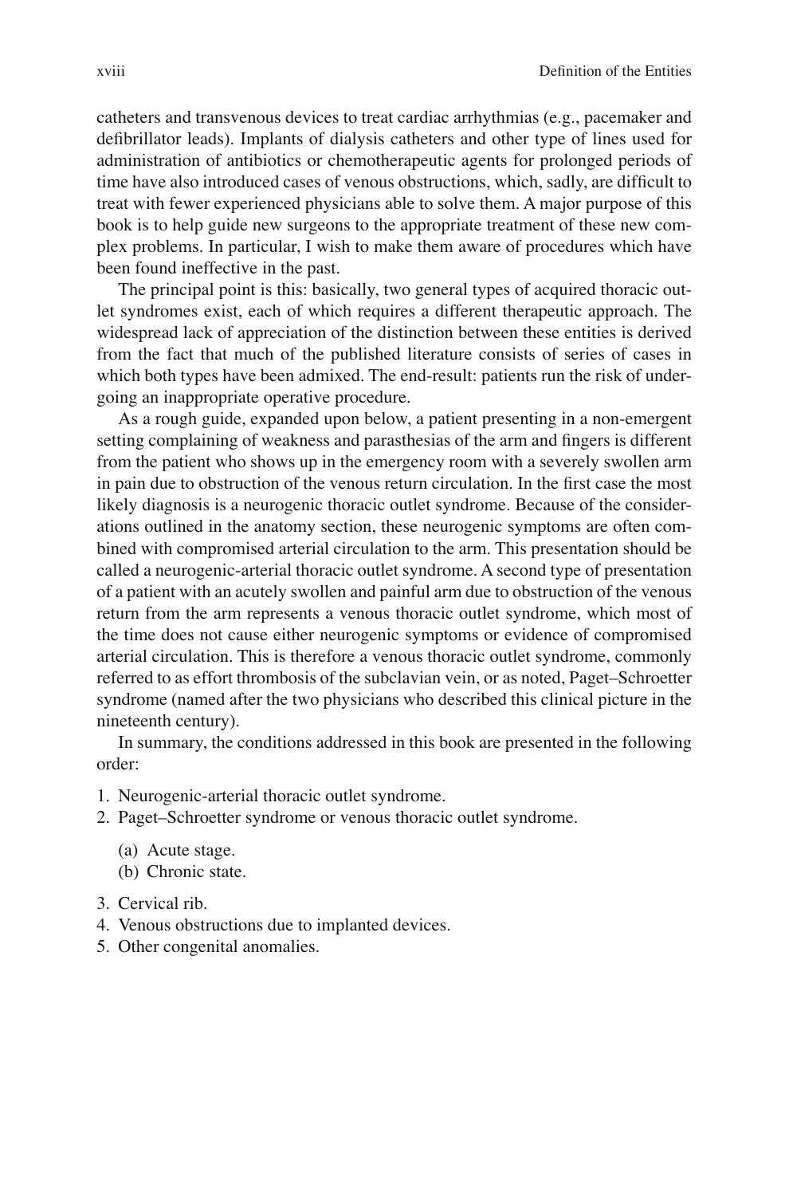catheters and transvenous devices to treat cardiac arrhythmias (e.g., pacemaker and defibrillator leads). Implants of dialysis catheters and other type of lines used for administration of antibiotics or chemotherapeutic agents for prolonged periods of time have also introduced cases of venous obstructions, which, sadly, are difficult to treat with fewer experienced physicians able to solve them. A major purpose of this book is to help guide new surgeons to the appropriate treatment of these new complex problems. In particular, I wish to make them aware of procedures which have been found ineffective in the past.

The principal point is this: basically, two general types of acquired thoracic outlet syndromes exist, each of which requires a different therapeutic approach. The widespread lack of appreciation of the distinction between these entities is derived from the fact that much of the published literature consists of series of cases in which both types have been admixed. The end-result: patients run the risk of undergoing an inappropriate operative procedure.

As a rough guide, expanded upon below, a patient presenting in a non-emergent setting complaining of weakness and parasthesias of the arm and fingers is different from the patient who shows up in the emergency room with a severely swollen arm in pain due to obstruction of the venous return circulation. In the first case the most likely diagnosis is a neurogenic thoracic outlet syndrome. Because of the considerations outlined in the anatomy section, these neurogenic symptoms are often combined with compromised arterial circulation to the arm. This presentation should be called a neurogenic-arterial thoracic outlet syndrome. A second type of presentation of a patient with an acutely swollen and painful arm due to obstruction of the venous return from the arm represents a venous thoracic outlet syndrome, which most of the time does not cause either neurogenic symptoms or evidence of compromised arterial circulation. This is therefore a venous thoracic outlet syndrome, commonly referred to as effort thrombosis of the subclavian vein, or as noted, Paget–Schroetter syndrome (named after the two physicians who described this clinical picture in the nineteenth century).

In summary, the conditions addressed in this book are presented in the following order:

1. Neurogenic-arterial thoracic outlet syndrome.
2. Paget–Schroetter syndrome or venous thoracic outlet syndrome.
   (a) Acute stage.
   (b) Chronic state.
3. Cervical rib.
4. Venous obstructions due to implanted devices.
5. Other congenital anomalies.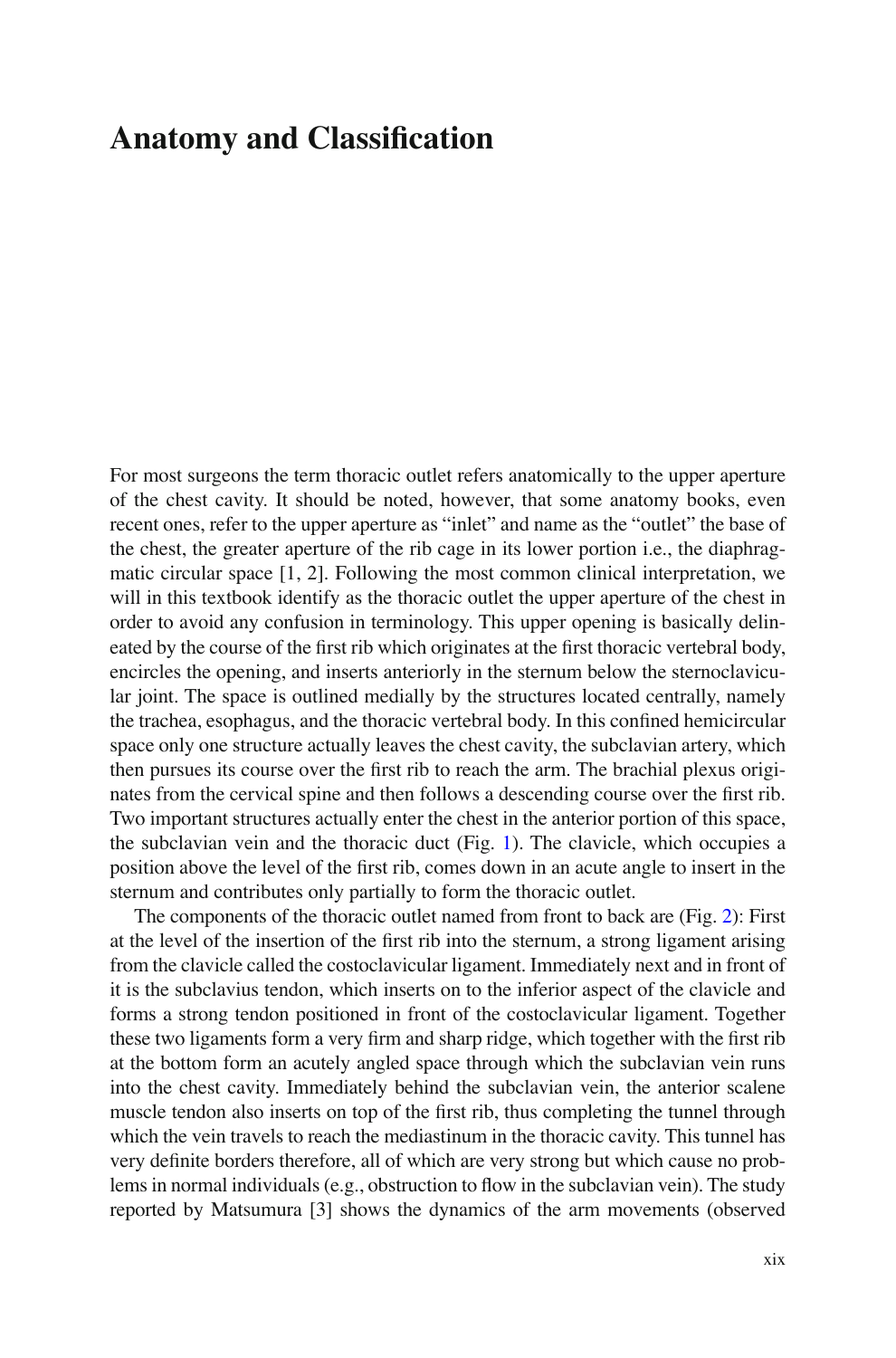# Anatomy and Classification

For most surgeons the term thoracic outlet refers anatomically to the upper aperture of the chest cavity. It should be noted, however, that some anatomy books, even recent ones, refer to the upper aperture as "inlet" and name as the "outlet" the base of the chest, the greater aperture of the rib cage in its lower portion i.e., the diaphragmatic circular space [1, 2]. Following the most common clinical interpretation, we will in this textbook identify as the thoracic outlet the upper aperture of the chest in order to avoid any confusion in terminology. This upper opening is basically delineated by the course of the first rib which originates at the first thoracic vertebral body, encircles the opening, and inserts anteriorly in the sternum below the sternoclavicular joint. The space is outlined medially by the structures located centrally, namely the trachea, esophagus, and the thoracic vertebral body. In this confined hemicircular space only one structure actually leaves the chest cavity, the subclavian artery, which then pursues its course over the first rib to reach the arm. The brachial plexus originates from the cervical spine and then follows a descending course over the first rib. Two important structures actually enter the chest in the anterior portion of this space, the subclavian vein and the thoracic duct (Fig. 1). The clavicle, which occupies a position above the level of the first rib, comes down in an acute angle to insert in the sternum and contributes only partially to form the thoracic outlet.

The components of the thoracic outlet named from front to back are (Fig. 2): First at the level of the insertion of the first rib into the sternum, a strong ligament arising from the clavicle called the costoclavicular ligament. Immediately next and in front of it is the subclavius tendon, which inserts on to the inferior aspect of the clavicle and forms a strong tendon positioned in front of the costoclavicular ligament. Together these two ligaments form a very firm and sharp ridge, which together with the first rib at the bottom form an acutely angled space through which the subclavian vein runs into the chest cavity. Immediately behind the subclavian vein, the anterior scalene muscle tendon also inserts on top of the first rib, thus completing the tunnel through which the vein travels to reach the mediastinum in the thoracic cavity. This tunnel has very definite borders therefore, all of which are very strong but which cause no problems in normal individuals (e.g., obstruction to flow in the subclavian vein). The study reported by Matsumura [3] shows the dynamics of the arm movements (observed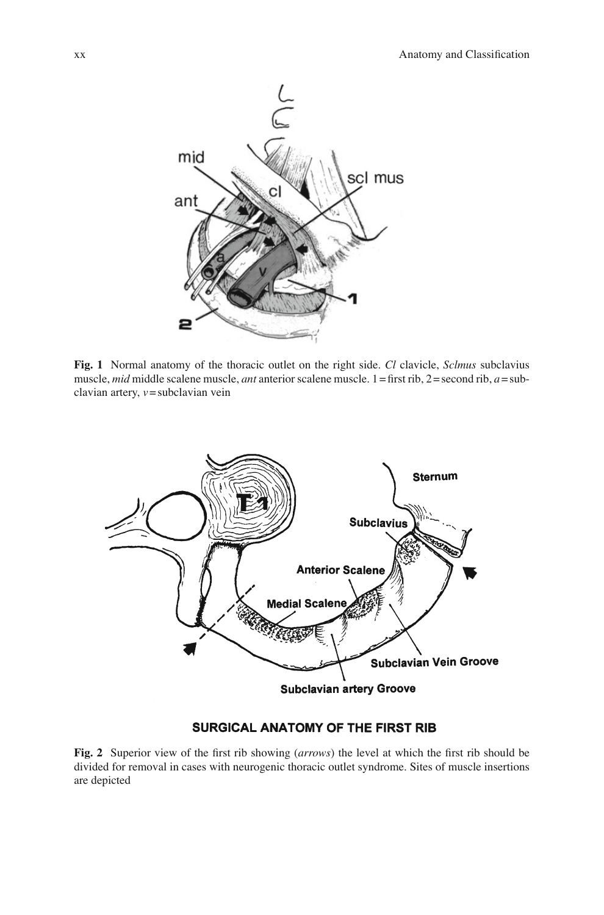mid

scl mus

cl

ant

a

v

1

2

**Fig. 1** Normal anatomy of the thoracic outlet on the right side. *Cl* clavicle, *Sclmus* subclavius muscle, *mid* middle scalene muscle, *ant* anterior scalene muscle. 1 = first rib, 2 = second rib, *a* = subclavian artery, *v* = subclavian vein

T1

Sternum

Subclavius

Anterior Scalene

Medial Scalene

Subclavian Vein Groove

Subclavian artery Groove

SURGICAL ANATOMY OF THE FIRST RIB

**Fig. 2** Superior view of the first rib showing (*arrows*) the level at which the first rib should be divided for removal in cases with neurogenic thoracic outlet syndrome. Sites of muscle insertions are depicted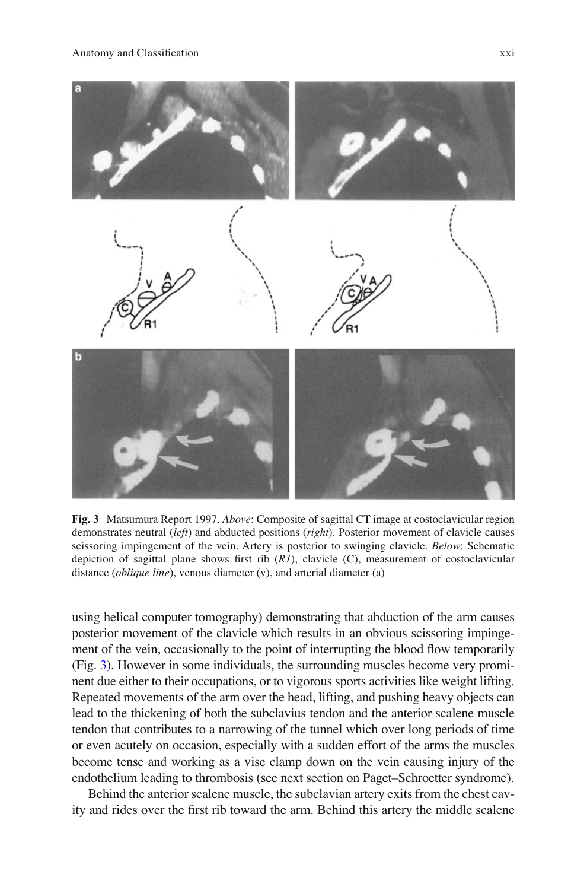**Fig. 3** Matsumura Report 1997. *Above*: Composite of sagittal CT image at costoclavicular region demonstrates neutral (*left*) and abducted positions (*right*). Posterior movement of clavicle causes scissoring impingement of the vein. Artery is posterior to swinging clavicle. *Below*: Schematic depiction of sagittal plane shows first rib (*R1*), clavicle (C), measurement of costoclavicular distance (*oblique line*), venous diameter (v), and arterial diameter (a)

using helical computer tomography) demonstrating that abduction of the arm causes posterior movement of the clavicle which results in an obvious scissoring impingement of the vein, occasionally to the point of interrupting the blood flow temporarily (Fig. 3). However in some individuals, the surrounding muscles become very prominent due either to their occupations, or to vigorous sports activities like weight lifting. Repeated movements of the arm over the head, lifting, and pushing heavy objects can lead to the thickening of both the subclavius tendon and the anterior scalene muscle tendon that contributes to a narrowing of the tunnel which over long periods of time or even acutely on occasion, especially with a sudden effort of the arms the muscles become tense and working as a vise clamp down on the vein causing injury of the endothelium leading to thrombosis (see next section on Paget–Schroetter syndrome).

Behind the anterior scalene muscle, the subclavian artery exits from the chest cavity and rides over the first rib toward the arm. Behind this artery the middle scalene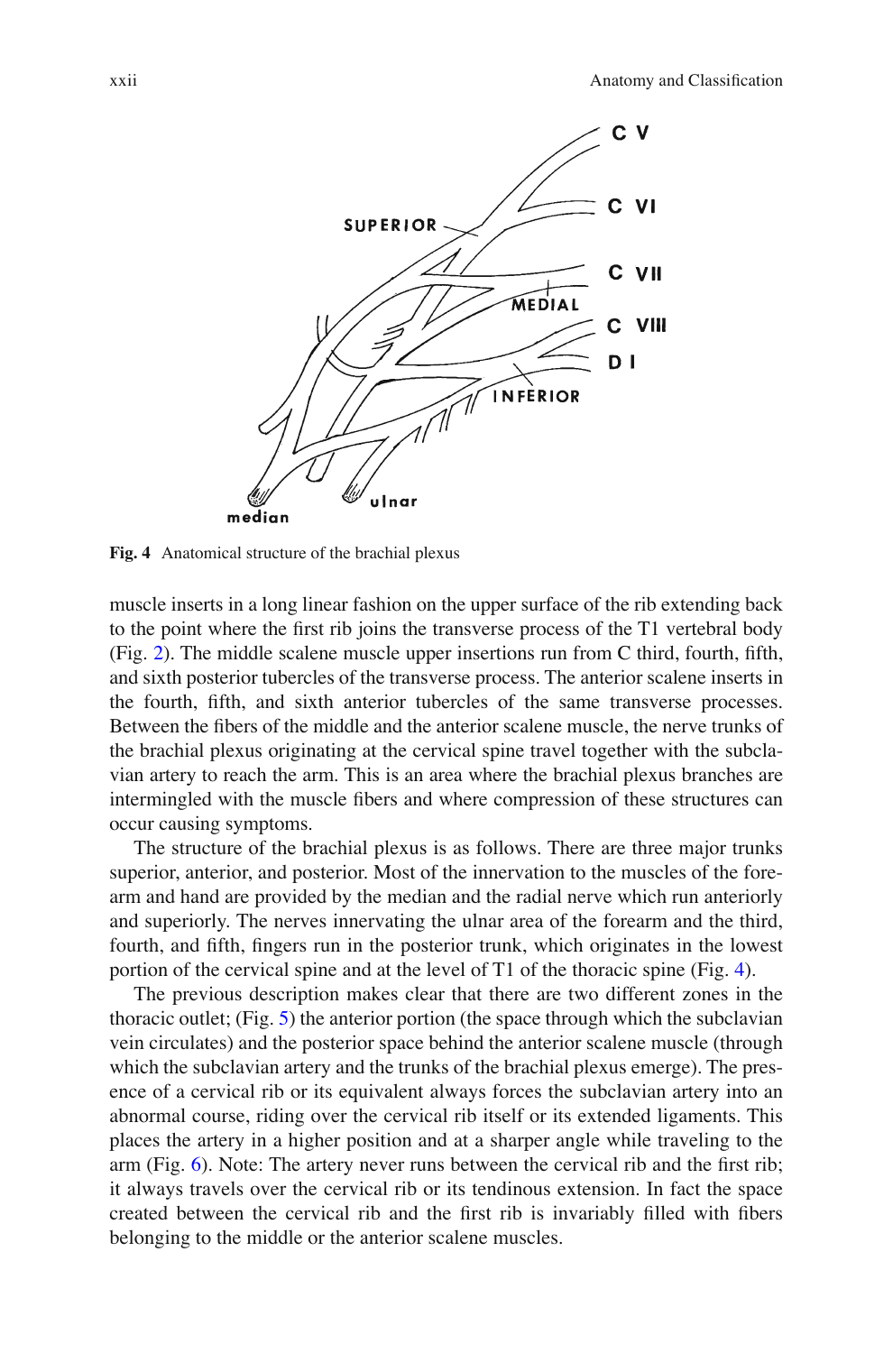C V

C VI

SUPERIOR

C VII

MEDIAL

C VIII

D I

INFERIOR

median

ulnar

**Fig. 4** Anatomical structure of the brachial plexus

muscle inserts in a long linear fashion on the upper surface of the rib extending back to the point where the first rib joins the transverse process of the T1 vertebral body (Fig. 2). The middle scalene muscle upper insertions run from C third, fourth, fifth, and sixth posterior tubercles of the transverse process. The anterior scalene inserts in the fourth, fifth, and sixth anterior tubercles of the same transverse processes. Between the fibers of the middle and the anterior scalene muscle, the nerve trunks of the brachial plexus originating at the cervical spine travel together with the subclavian artery to reach the arm. This is an area where the brachial plexus branches are intermingled with the muscle fibers and where compression of these structures can occur causing symptoms.

The structure of the brachial plexus is as follows. There are three major trunks superior, anterior, and posterior. Most of the innervation to the muscles of the forearm and hand are provided by the median and the radial nerve which run anteriorly and superiorly. The nerves innervating the ulnar area of the forearm and the third, fourth, and fifth, fingers run in the posterior trunk, which originates in the lowest portion of the cervical spine and at the level of T1 of the thoracic spine (Fig. 4).

The previous description makes clear that there are two different zones in the thoracic outlet; (Fig. 5) the anterior portion (the space through which the subclavian vein circulates) and the posterior space behind the anterior scalene muscle (through which the subclavian artery and the trunks of the brachial plexus emerge). The presence of a cervical rib or its equivalent always forces the subclavian artery into an abnormal course, riding over the cervical rib itself or its extended ligaments. This places the artery in a higher position and at a sharper angle while traveling to the arm (Fig. 6). Note: The artery never runs between the cervical rib and the first rib; it always travels over the cervical rib or its tendinous extension. In fact the space created between the cervical rib and the first rib is invariably filled with fibers belonging to the middle or the anterior scalene muscles.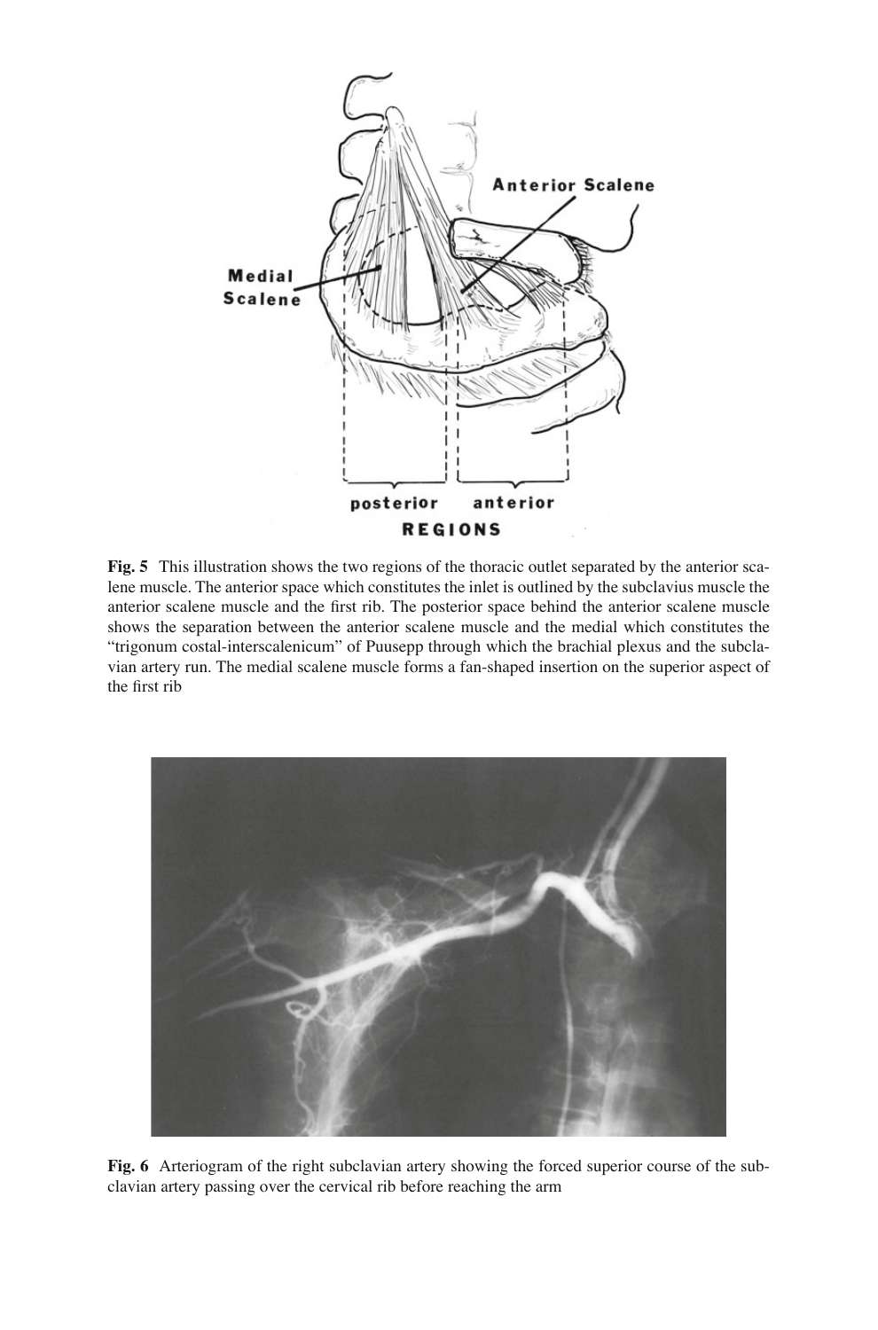Anterior Scalene

Medial Scalene

posterior anterior

REGIONS

**Fig. 5** This illustration shows the two regions of the thoracic outlet separated by the anterior scalene muscle. The anterior space which constitutes the inlet is outlined by the subclavius muscle the anterior scalene muscle and the first rib. The posterior space behind the anterior scalene muscle shows the separation between the anterior scalene muscle and the medial which constitutes the "trigonum costal-interscalenicum" of Puusepp through which the brachial plexus and the subclavian artery run. The medial scalene muscle forms a fan-shaped insertion on the superior aspect of the first rib

**Fig. 6** Arteriogram of the right subclavian artery showing the forced superior course of the subclavian artery passing over the cervical rib before reaching the arm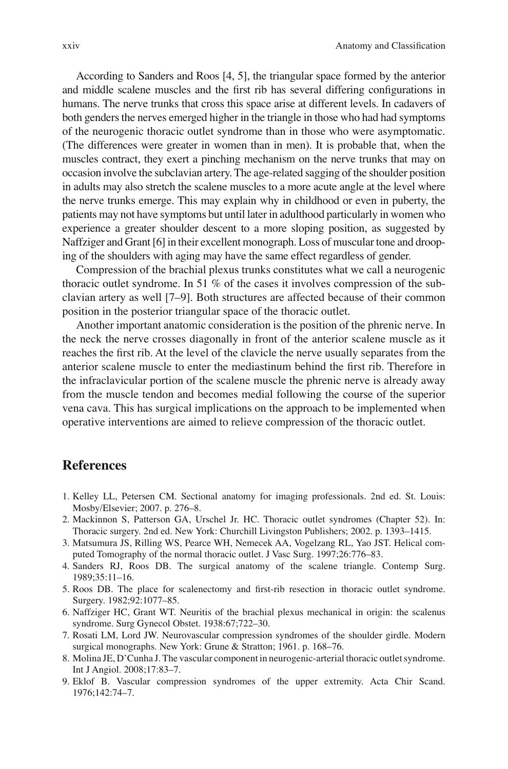According to Sanders and Roos [4, 5], the triangular space formed by the anterior and middle scalene muscles and the first rib has several differing configurations in humans. The nerve trunks that cross this space arise at different levels. In cadavers of both genders the nerves emerged higher in the triangle in those who had had symptoms of the neurogenic thoracic outlet syndrome than in those who were asymptomatic. (The differences were greater in women than in men). It is probable that, when the muscles contract, they exert a pinching mechanism on the nerve trunks that may on occasion involve the subclavian artery. The age-related sagging of the shoulder position in adults may also stretch the scalene muscles to a more acute angle at the level where the nerve trunks emerge. This may explain why in childhood or even in puberty, the patients may not have symptoms but until later in adulthood particularly in women who experience a greater shoulder descent to a more sloping position, as suggested by Naffziger and Grant [6] in their excellent monograph. Loss of muscular tone and drooping of the shoulders with aging may have the same effect regardless of gender.

Compression of the brachial plexus trunks constitutes what we call a neurogenic thoracic outlet syndrome. In 51 % of the cases it involves compression of the subclavian artery as well [7–9]. Both structures are affected because of their common position in the posterior triangular space of the thoracic outlet.

Another important anatomic consideration is the position of the phrenic nerve. In the neck the nerve crosses diagonally in front of the anterior scalene muscle as it reaches the first rib. At the level of the clavicle the nerve usually separates from the anterior scalene muscle to enter the mediastinum behind the first rib. Therefore in the infraclavicular portion of the scalene muscle the phrenic nerve is already away from the muscle tendon and becomes medial following the course of the superior vena cava. This has surgical implications on the approach to be implemented when operative interventions are aimed to relieve compression of the thoracic outlet.

## References

1. Kelley LL, Petersen CM. Sectional anatomy for imaging professionals. 2nd ed. St. Louis: Mosby/Elsevier; 2007. p. 276–8.
2. Mackinnon S, Patterson GA, Urschel Jr. HC. Thoracic outlet syndromes (Chapter 52). In: Thoracic surgery. 2nd ed. New York: Churchill Livingston Publishers; 2002. p. 1393–1415.
3. Matsumura JS, Rilling WS, Pearce WH, Nemecek AA, Vogelzang RL, Yao JST. Helical computed Tomography of the normal thoracic outlet. J Vasc Surg. 1997;26:776–83.
4. Sanders RJ, Roos DB. The surgical anatomy of the scalene triangle. Contemp Surg. 1989;35:11–16.
5. Roos DB. The place for scalenectomy and first-rib resection in thoracic outlet syndrome. Surgery. 1982;92:1077–85.
6. Naffziger HC, Grant WT. Neuritis of the brachial plexus mechanical in origin: the scalenus syndrome. Surg Gynecol Obstet. 1938:67;722–30.
7. Rosati LM, Lord JW. Neurovascular compression syndromes of the shoulder girdle. Modern surgical monographs. New York: Grune & Stratton; 1961. p. 168–76.
8. Molina JE, D'Cunha J. The vascular component in neurogenic-arterial thoracic outlet syndrome. Int J Angiol. 2008;17:83–7.
9. Eklof B. Vascular compression syndromes of the upper extremity. Acta Chir Scand. 1976;142:74–7.